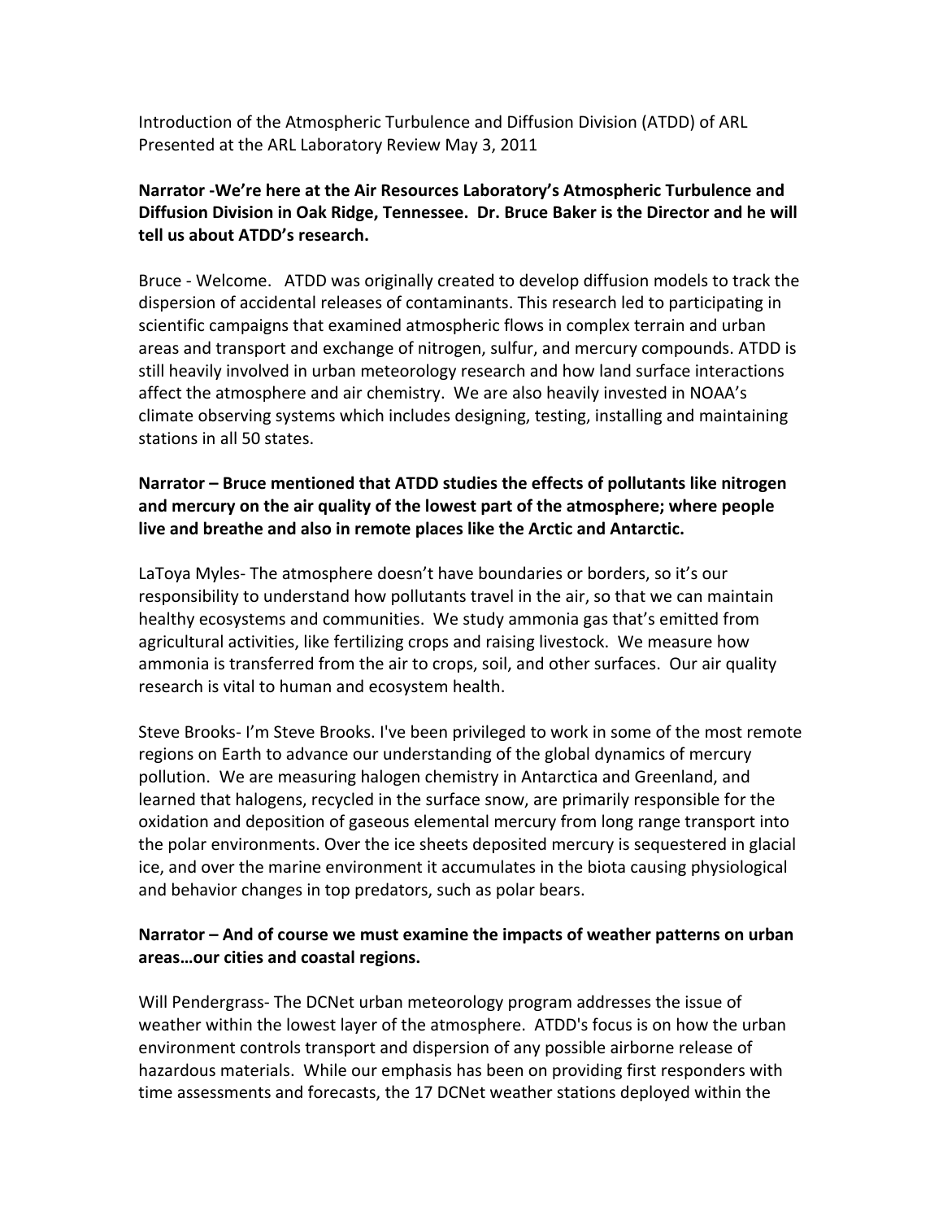Introduction of the Atmospheric Turbulence and Diffusion Division (ATDD) of ARL
Presented at the ARL Laboratory Review May 3, 2011

**Narrator -We're here at the Air Resources Laboratory's Atmospheric Turbulence and Diffusion Division in Oak Ridge, Tennessee. Dr. Bruce Baker is the Director and he will tell us about ATDD's research.**

Bruce - Welcome. ATDD was originally created to develop diffusion models to track the dispersion of accidental releases of contaminants. This research led to participating in scientific campaigns that examined atmospheric flows in complex terrain and urban areas and transport and exchange of nitrogen, sulfur, and mercury compounds. ATDD is still heavily involved in urban meteorology research and how land surface interactions affect the atmosphere and air chemistry. We are also heavily invested in NOAA's climate observing systems which includes designing, testing, installing and maintaining stations in all 50 states.

**Narrator – Bruce mentioned that ATDD studies the effects of pollutants like nitrogen and mercury on the air quality of the lowest part of the atmosphere; where people live and breathe and also in remote places like the Arctic and Antarctic.**

LaToya Myles- The atmosphere doesn't have boundaries or borders, so it's our responsibility to understand how pollutants travel in the air, so that we can maintain healthy ecosystems and communities. We study ammonia gas that's emitted from agricultural activities, like fertilizing crops and raising livestock. We measure how ammonia is transferred from the air to crops, soil, and other surfaces. Our air quality research is vital to human and ecosystem health.

Steve Brooks- I'm Steve Brooks. I've been privileged to work in some of the most remote regions on Earth to advance our understanding of the global dynamics of mercury pollution. We are measuring halogen chemistry in Antarctica and Greenland, and learned that halogens, recycled in the surface snow, are primarily responsible for the oxidation and deposition of gaseous elemental mercury from long range transport into the polar environments. Over the ice sheets deposited mercury is sequestered in glacial ice, and over the marine environment it accumulates in the biota causing physiological and behavior changes in top predators, such as polar bears.

**Narrator – And of course we must examine the impacts of weather patterns on urban areas…our cities and coastal regions.**

Will Pendergrass- The DCNet urban meteorology program addresses the issue of weather within the lowest layer of the atmosphere. ATDD's focus is on how the urban environment controls transport and dispersion of any possible airborne release of hazardous materials. While our emphasis has been on providing first responders with time assessments and forecasts, the 17 DCNet weather stations deployed within the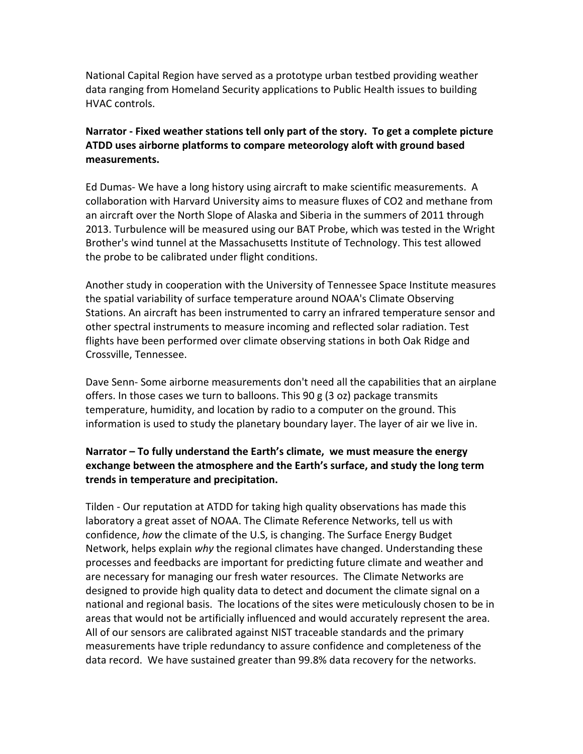National Capital Region have served as a prototype urban testbed providing weather data ranging from Homeland Security applications to Public Health issues to building HVAC controls.

**Narrator - Fixed weather stations tell only part of the story. To get a complete picture ATDD uses airborne platforms to compare meteorology aloft with ground based measurements.**

Ed Dumas- We have a long history using aircraft to make scientific measurements. A collaboration with Harvard University aims to measure fluxes of $CO_2$ and methane from an aircraft over the North Slope of Alaska and Siberia in the summers of 2011 through 2013. Turbulence will be measured using our BAT Probe, which was tested in the Wright Brother's wind tunnel at the Massachusetts Institute of Technology. This test allowed the probe to be calibrated under flight conditions.

Another study in cooperation with the University of Tennessee Space Institute measures the spatial variability of surface temperature around NOAA's Climate Observing Stations. An aircraft has been instrumented to carry an infrared temperature sensor and other spectral instruments to measure incoming and reflected solar radiation. Test flights have been performed over climate observing stations in both Oak Ridge and Crossville, Tennessee.

Dave Senn- Some airborne measurements don't need all the capabilities that an airplane offers. In those cases we turn to balloons. This 90 g (3 oz) package transmits temperature, humidity, and location by radio to a computer on the ground. This information is used to study the planetary boundary layer. The layer of air we live in.

**Narrator – To fully understand the Earth's climate, we must measure the energy exchange between the atmosphere and the Earth's surface, and study the long term trends in temperature and precipitation.**

Tilden - Our reputation at ATDD for taking high quality observations has made this laboratory a great asset of NOAA. The Climate Reference Networks, tell us with confidence, *how* the climate of the U.S, is changing. The Surface Energy Budget Network, helps explain *why* the regional climates have changed. Understanding these processes and feedbacks are important for predicting future climate and weather and are necessary for managing our fresh water resources. The Climate Networks are designed to provide high quality data to detect and document the climate signal on a national and regional basis. The locations of the sites were meticulously chosen to be in areas that would not be artificially influenced and would accurately represent the area. All of our sensors are calibrated against NIST traceable standards and the primary measurements have triple redundancy to assure confidence and completeness of the data record. We have sustained greater than 99.8% data recovery for the networks.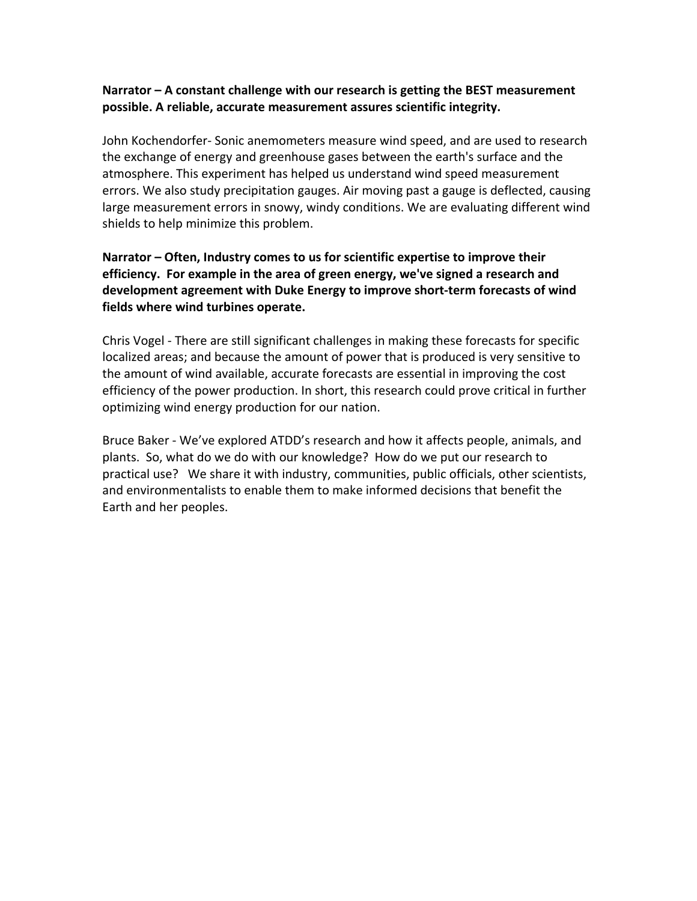**Narrator – A constant challenge with our research is getting the BEST measurement possible. A reliable, accurate measurement assures scientific integrity.**

John Kochendorfer- Sonic anemometers measure wind speed, and are used to research the exchange of energy and greenhouse gases between the earth's surface and the atmosphere. This experiment has helped us understand wind speed measurement errors. We also study precipitation gauges. Air moving past a gauge is deflected, causing large measurement errors in snowy, windy conditions. We are evaluating different wind shields to help minimize this problem.

**Narrator – Often, Industry comes to us for scientific expertise to improve their efficiency. For example in the area of green energy, we've signed a research and development agreement with Duke Energy to improve short-term forecasts of wind fields where wind turbines operate.**

Chris Vogel - There are still significant challenges in making these forecasts for specific localized areas; and because the amount of power that is produced is very sensitive to the amount of wind available, accurate forecasts are essential in improving the cost efficiency of the power production. In short, this research could prove critical in further optimizing wind energy production for our nation.

Bruce Baker - We've explored ATDD's research and how it affects people, animals, and plants. So, what do we do with our knowledge? How do we put our research to practical use? We share it with industry, communities, public officials, other scientists, and environmentalists to enable them to make informed decisions that benefit the Earth and her peoples.